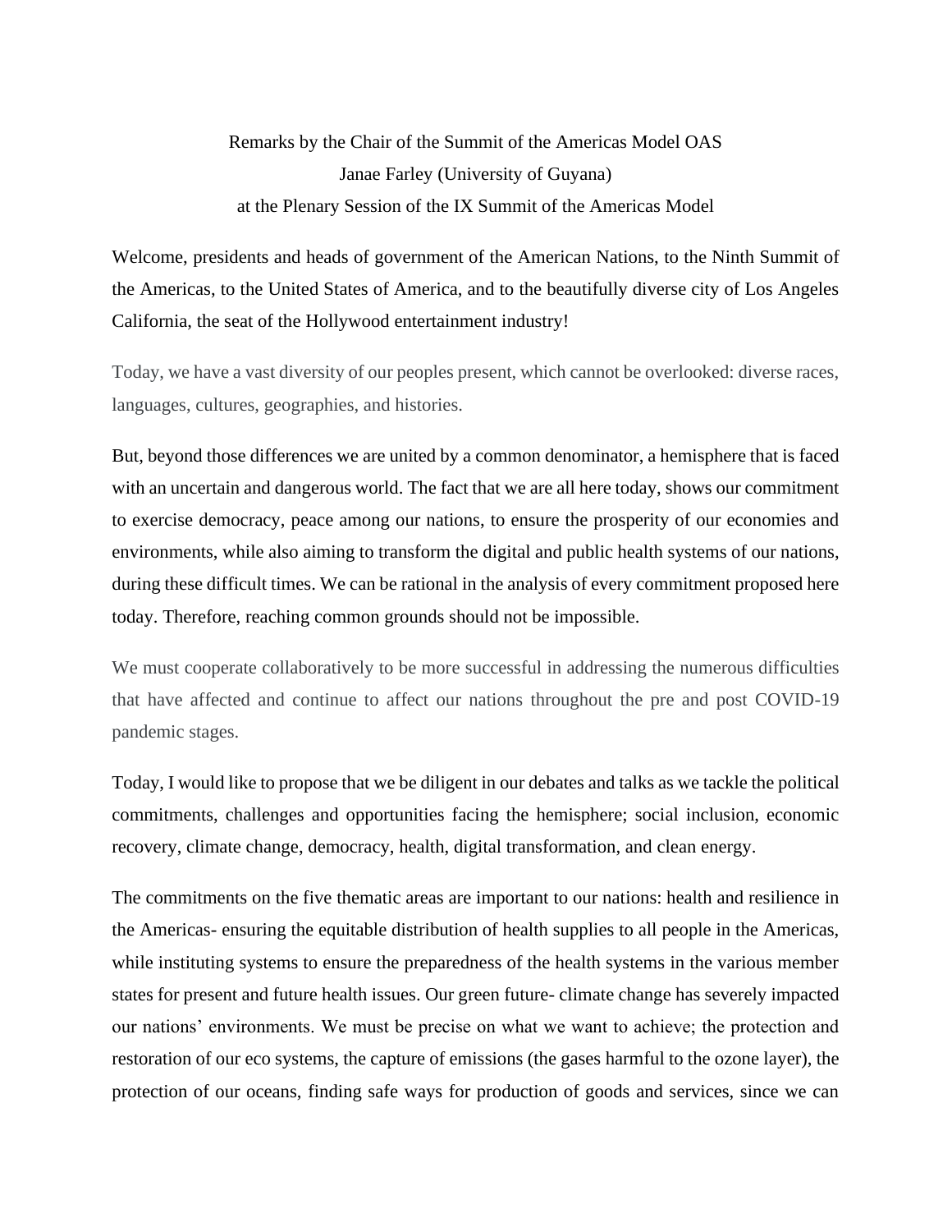Remarks by the Chair of the Summit of the Americas Model OAS

Janae Farley (University of Guyana)

at the Plenary Session of the IX Summit of the Americas Model

Welcome, presidents and heads of government of the American Nations, to the Ninth Summit of the Americas, to the United States of America, and to the beautifully diverse city of Los Angeles California, the seat of the Hollywood entertainment industry!

Today, we have a vast diversity of our peoples present, which cannot be overlooked: diverse races, languages, cultures, geographies, and histories.

But, beyond those differences we are united by a common denominator, a hemisphere that is faced with an uncertain and dangerous world. The fact that we are all here today, shows our commitment to exercise democracy, peace among our nations, to ensure the prosperity of our economies and environments, while also aiming to transform the digital and public health systems of our nations, during these difficult times. We can be rational in the analysis of every commitment proposed here today. Therefore, reaching common grounds should not be impossible.

We must cooperate collaboratively to be more successful in addressing the numerous difficulties that have affected and continue to affect our nations throughout the pre and post COVID-19 pandemic stages.

Today, I would like to propose that we be diligent in our debates and talks as we tackle the political commitments, challenges and opportunities facing the hemisphere; social inclusion, economic recovery, climate change, democracy, health, digital transformation, and clean energy.

The commitments on the five thematic areas are important to our nations: health and resilience in the Americas- ensuring the equitable distribution of health supplies to all people in the Americas, while instituting systems to ensure the preparedness of the health systems in the various member states for present and future health issues. Our green future- climate change has severely impacted our nations' environments. We must be precise on what we want to achieve; the protection and restoration of our eco systems, the capture of emissions (the gases harmful to the ozone layer), the protection of our oceans, finding safe ways for production of goods and services, since we can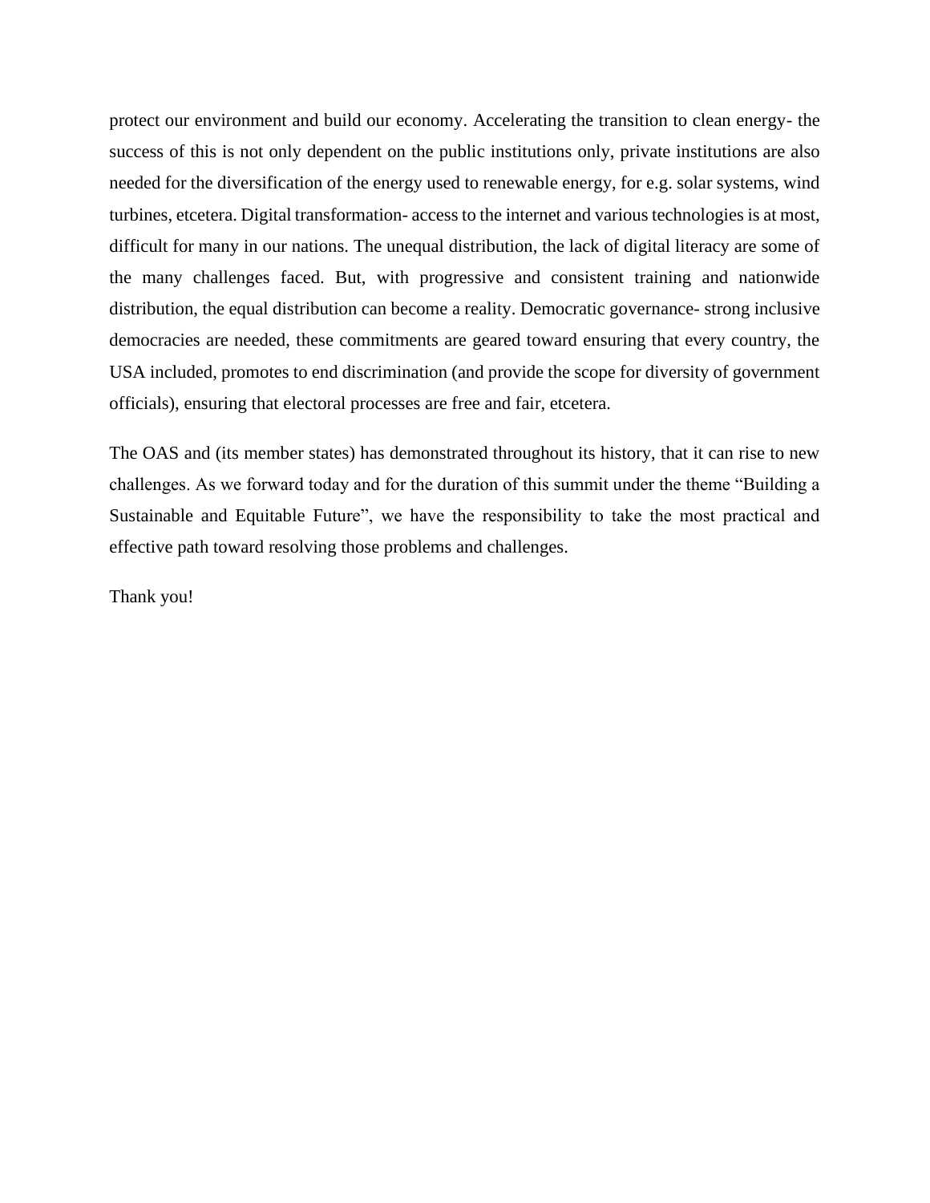protect our environment and build our economy. Accelerating the transition to clean energy- the success of this is not only dependent on the public institutions only, private institutions are also needed for the diversification of the energy used to renewable energy, for e.g. solar systems, wind turbines, etcetera. Digital transformation- access to the internet and various technologies is at most, difficult for many in our nations. The unequal distribution, the lack of digital literacy are some of the many challenges faced. But, with progressive and consistent training and nationwide distribution, the equal distribution can become a reality. Democratic governance- strong inclusive democracies are needed, these commitments are geared toward ensuring that every country, the USA included, promotes to end discrimination (and provide the scope for diversity of government officials), ensuring that electoral processes are free and fair, etcetera.

The OAS and (its member states) has demonstrated throughout its history, that it can rise to new challenges. As we forward today and for the duration of this summit under the theme "Building a Sustainable and Equitable Future", we have the responsibility to take the most practical and effective path toward resolving those problems and challenges.

Thank you!